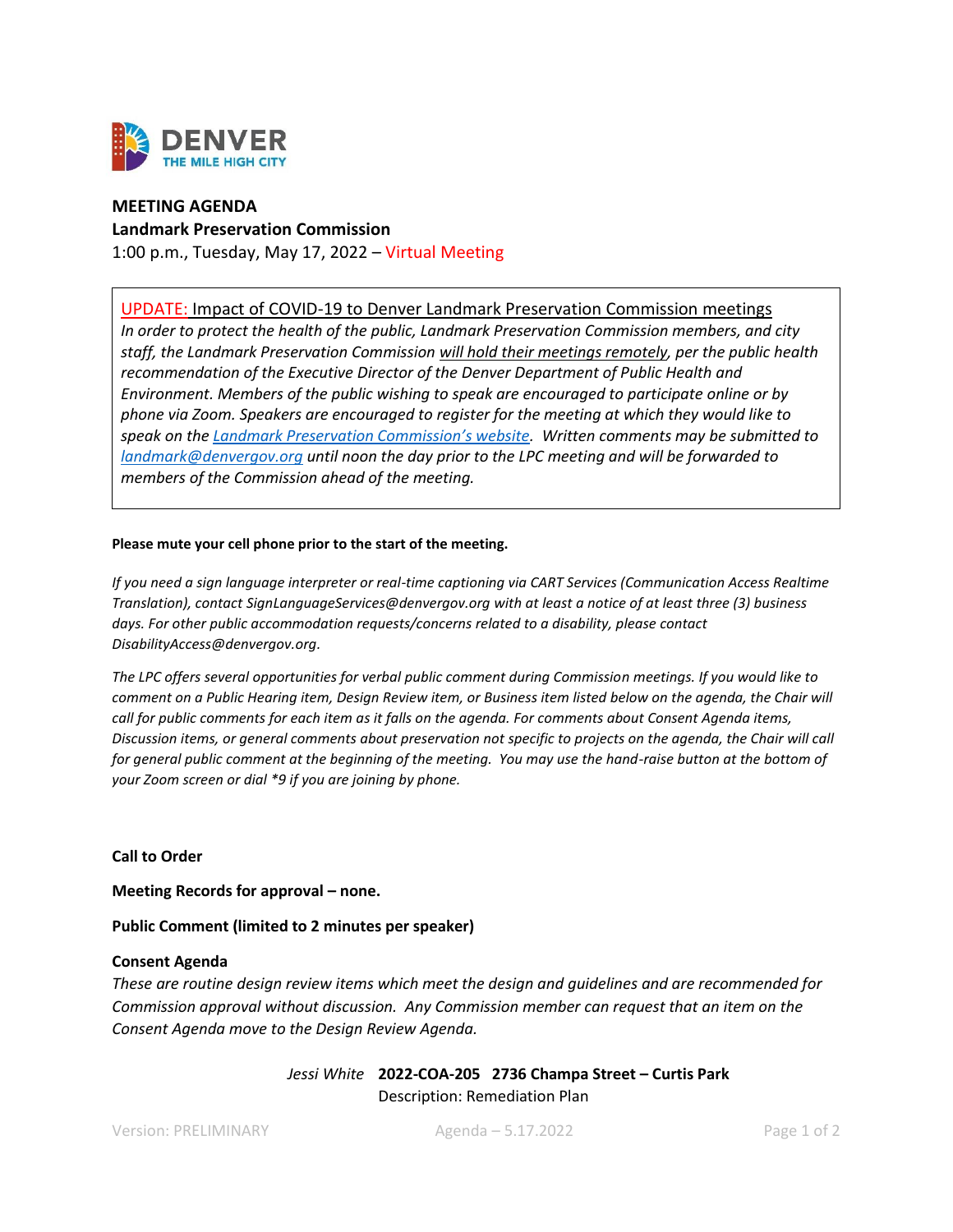DENVER
THE MILE HIGH CITY

**MEETING AGENDA**
**Landmark Preservation Commission**
1:00 p.m., Tuesday, May 17, 2022 – Virtual Meeting

UPDATE: Impact of COVID-19 to Denver Landmark Preservation Commission meetings
*In order to protect the health of the public, Landmark Preservation Commission members, and city staff, the Landmark Preservation Commission will hold their meetings remotely, per the public health recommendation of the Executive Director of the Denver Department of Public Health and Environment. Members of the public wishing to speak are encouraged to participate online or by phone via Zoom. Speakers are encouraged to register for the meeting at which they would like to speak on the Landmark Preservation Commission's website. Written comments may be submitted to landmark@denvergov.org until noon the day prior to the LPC meeting and will be forwarded to members of the Commission ahead of the meeting.*

**Please mute your cell phone prior to the start of the meeting.**

*If you need a sign language interpreter or real-time captioning via CART Services (Communication Access Realtime Translation), contact SignLanguageServices@denvergov.org with at least a notice of at least three (3) business days. For other public accommodation requests/concerns related to a disability, please contact DisabilityAccess@denvergov.org.*

*The LPC offers several opportunities for verbal public comment during Commission meetings. If you would like to comment on a Public Hearing item, Design Review item, or Business item listed below on the agenda, the Chair will call for public comments for each item as it falls on the agenda. For comments about Consent Agenda items, Discussion items, or general comments about preservation not specific to projects on the agenda, the Chair will call for general public comment at the beginning of the meeting. You may use the hand-raise button at the bottom of your Zoom screen or dial *9 if you are joining by phone.*

**Call to Order**

**Meeting Records for approval – none.**

**Public Comment (limited to 2 minutes per speaker)**

**Consent Agenda**

*These are routine design review items which meet the design and guidelines and are recommended for Commission approval without discussion. Any Commission member can request that an item on the Consent Agenda move to the Design Review Agenda.*

*Jessi White* **2022-COA-205 2736 Champa Street – Curtis Park**
Description: Remediation Plan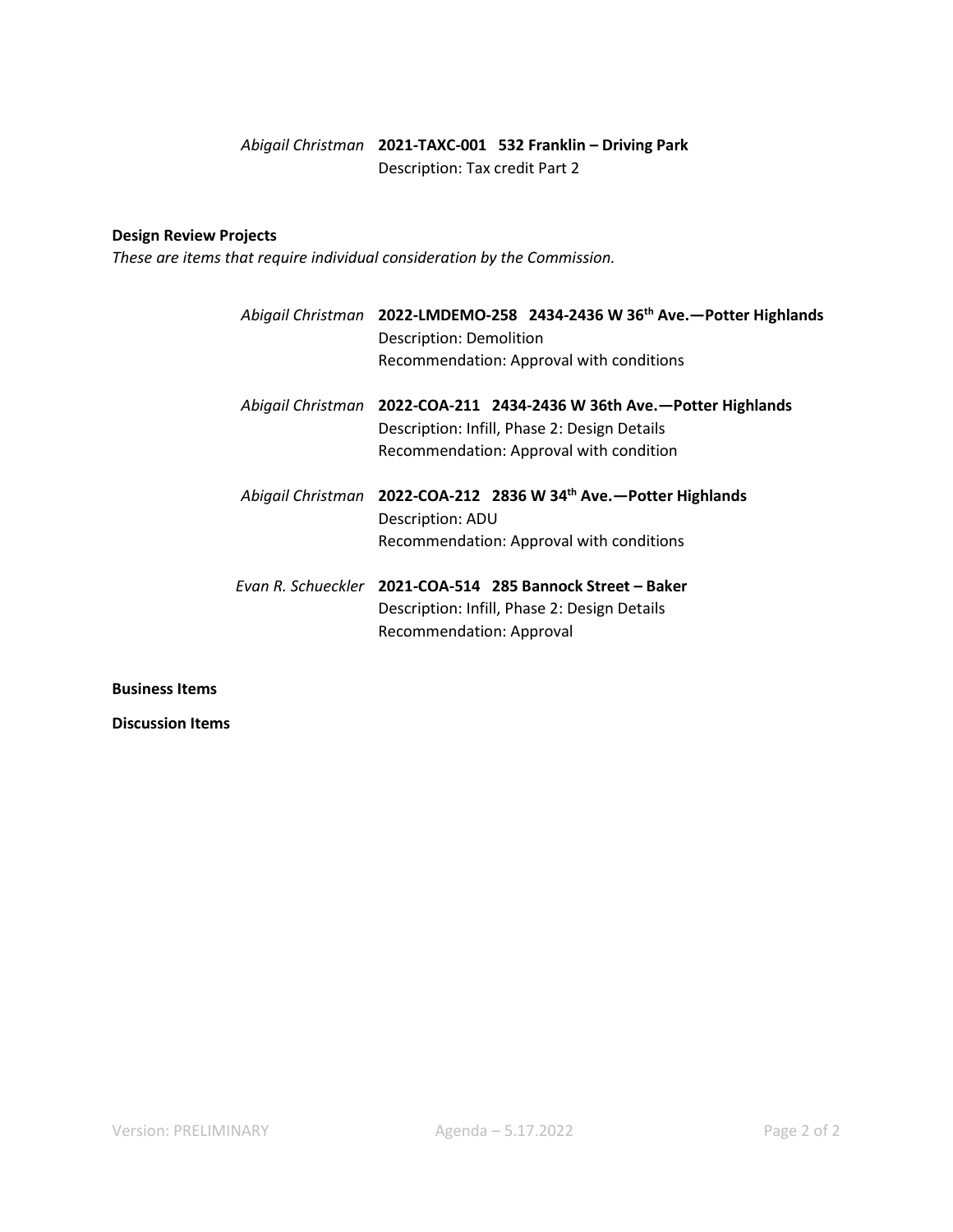*Abigail Christman* **2021-TAXC-001 532 Franklin – Driving Park**
Description: Tax credit Part 2

**Design Review Projects**

*These are items that require individual consideration by the Commission.*

*Abigail Christman* **2022-LMDEMO-258 2434-2436 W 36th Ave.—Potter Highlands**
Description: Demolition
Recommendation: Approval with conditions

*Abigail Christman* **2022-COA-211 2434-2436 W 36th Ave.—Potter Highlands**
Description: Infill, Phase 2: Design Details
Recommendation: Approval with condition

*Abigail Christman* **2022-COA-212 2836 W 34th Ave.—Potter Highlands**
Description: ADU
Recommendation: Approval with conditions

*Evan R. Schueckler* **2021-COA-514 285 Bannock Street – Baker**
Description: Infill, Phase 2: Design Details
Recommendation: Approval

**Business Items**

**Discussion Items**